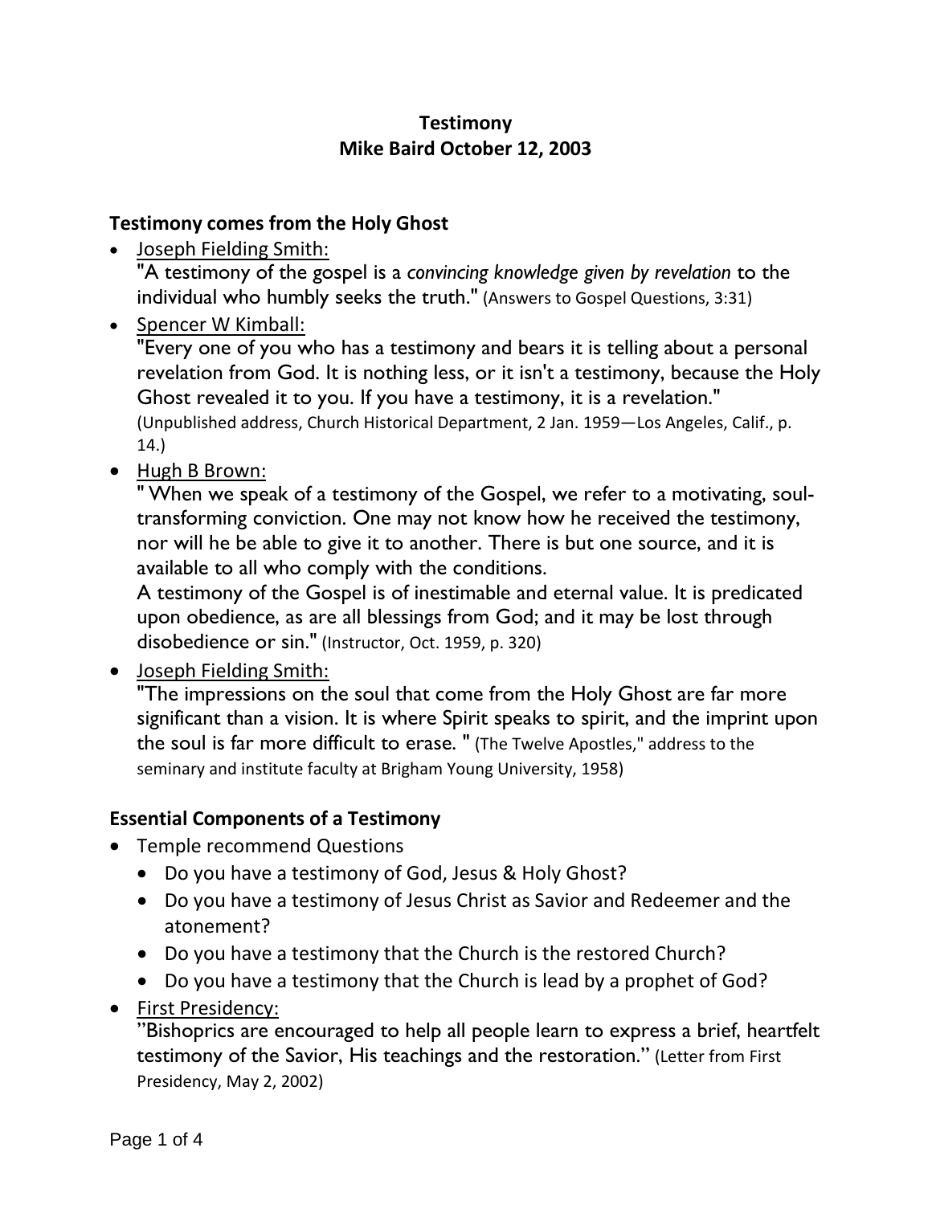# Testimony
## Mike Baird October 12, 2003

### Testimony comes from the Holy Ghost

- Joseph Fielding Smith:
  "A testimony of the gospel is a *convincing knowledge given by revelation* to the individual who humbly seeks the truth." (Answers to Gospel Questions, 3:31)
- Spencer W Kimball:
  "Every one of you who has a testimony and bears it is telling about a personal revelation from God. It is nothing less, or it isn't a testimony, because the Holy Ghost revealed it to you. If you have a testimony, it is a revelation."
  (Unpublished address, Church Historical Department, 2 Jan. 1959—Los Angeles, Calif., p. 14.)
- Hugh B Brown:
  " When we speak of a testimony of the Gospel, we refer to a motivating, soul-transforming conviction. One may not know how he received the testimony, nor will he be able to give it to another. There is but one source, and it is available to all who comply with the conditions.
  A testimony of the Gospel is of inestimable and eternal value. It is predicated upon obedience, as are all blessings from God; and it may be lost through disobedience or sin." (Instructor, Oct. 1959, p. 320)
- Joseph Fielding Smith:
  "The impressions on the soul that come from the Holy Ghost are far more significant than a vision. It is where Spirit speaks to spirit, and the imprint upon the soul is far more difficult to erase. " (The Twelve Apostles," address to the seminary and institute faculty at Brigham Young University, 1958)

### Essential Components of a Testimony

- Temple recommend Questions
  - Do you have a testimony of God, Jesus & Holy Ghost?
  - Do you have a testimony of Jesus Christ as Savior and Redeemer and the atonement?
  - Do you have a testimony that the Church is the restored Church?
  - Do you have a testimony that the Church is lead by a prophet of God?
- First Presidency:
  "Bishoprics are encouraged to help all people learn to express a brief, heartfelt testimony of the Savior, His teachings and the restoration." (Letter from First Presidency, May 2, 2002)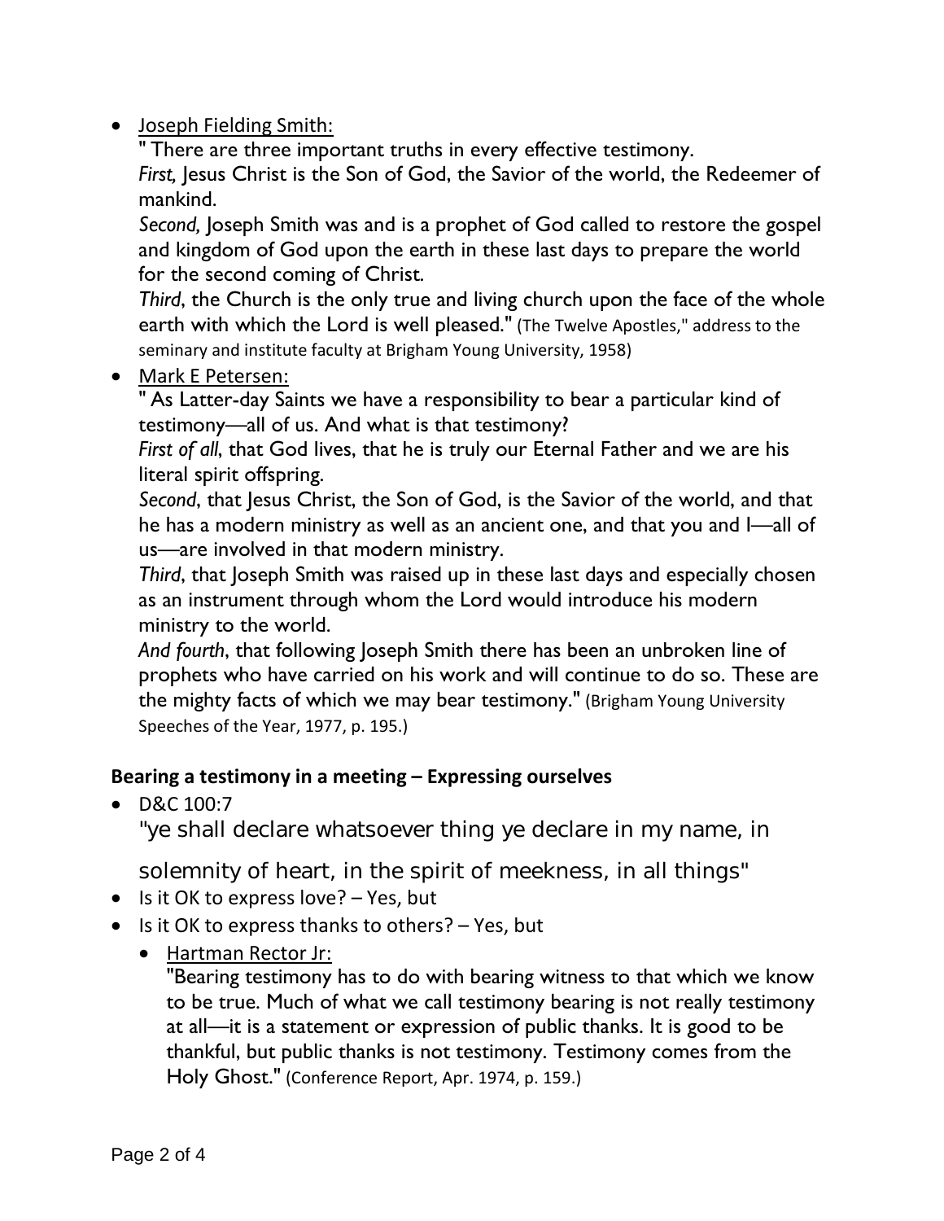- Joseph Fielding Smith:

  " There are three important truths in every effective testimony.
  *First,* Jesus Christ is the Son of God, the Savior of the world, the Redeemer of mankind.
  *Second,* Joseph Smith was and is a prophet of God called to restore the gospel and kingdom of God upon the earth in these last days to prepare the world for the second coming of Christ.
  *Third*, the Church is the only true and living church upon the face of the whole earth with which the Lord is well pleased." (The Twelve Apostles," address to the seminary and institute faculty at Brigham Young University, 1958)

- Mark E Petersen:

  " As Latter-day Saints we have a responsibility to bear a particular kind of testimony—all of us. And what is that testimony?
  *First of all*, that God lives, that he is truly our Eternal Father and we are his literal spirit offspring.
  *Second*, that Jesus Christ, the Son of God, is the Savior of the world, and that he has a modern ministry as well as an ancient one, and that you and I—all of us—are involved in that modern ministry.
  *Third*, that Joseph Smith was raised up in these last days and especially chosen as an instrument through whom the Lord would introduce his modern ministry to the world.
  *And fourth*, that following Joseph Smith there has been an unbroken line of prophets who have carried on his work and will continue to do so. These are the mighty facts of which we may bear testimony." (Brigham Young University Speeches of the Year, 1977, p. 195.)

**Bearing a testimony in a meeting – Expressing ourselves**

- D&C 100:7

  "ye shall declare whatsoever thing ye declare in my name, in solemnity of heart, in the spirit of meekness, in all things"

- Is it OK to express love? – Yes, but
- Is it OK to express thanks to others? – Yes, but
  - Hartman Rector Jr:

    "Bearing testimony has to do with bearing witness to that which we know to be true. Much of what we call testimony bearing is not really testimony at all—it is a statement or expression of public thanks. It is good to be thankful, but public thanks is not testimony. Testimony comes from the Holy Ghost." (Conference Report, Apr. 1974, p. 159.)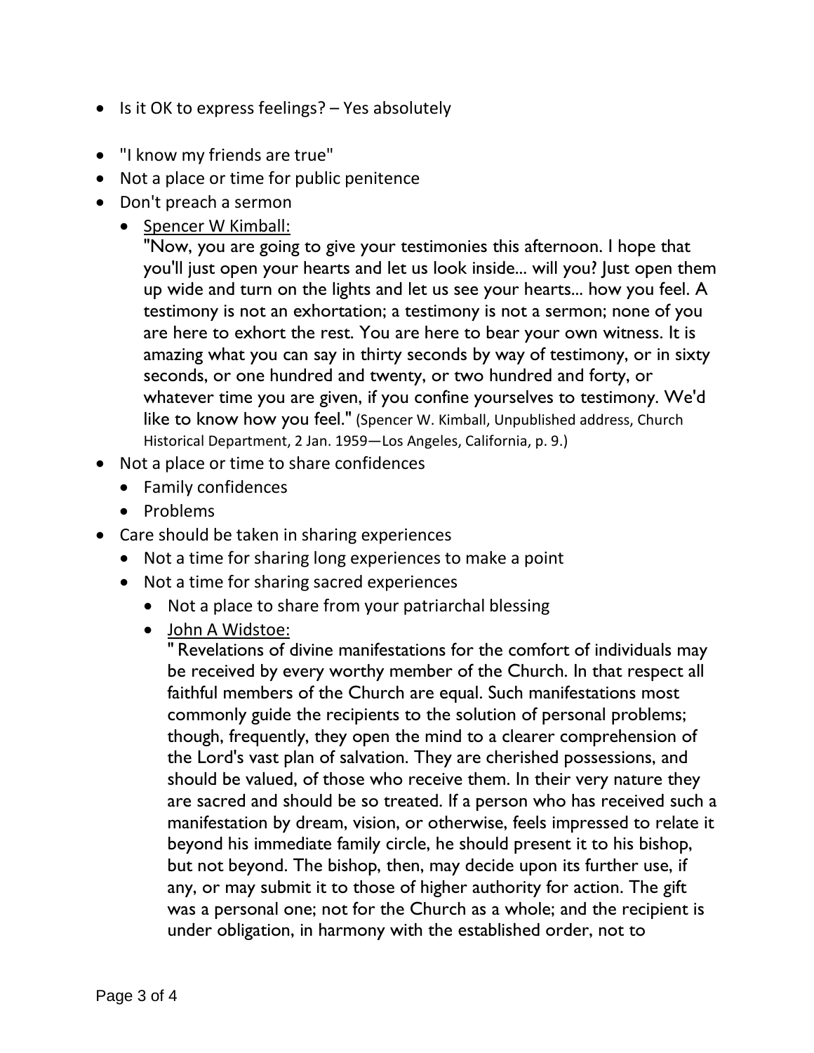- Is it OK to express feelings? – Yes absolutely
- "I know my friends are true"
- Not a place or time for public penitence
- Don't preach a sermon
  - <u>Spencer W Kimball:</u>
    "Now, you are going to give your testimonies this afternoon. I hope that you'll just open your hearts and let us look inside... will you? Just open them up wide and turn on the lights and let us see your hearts... how you feel. A testimony is not an exhortation; a testimony is not a sermon; none of you are here to exhort the rest. You are here to bear your own witness. It is amazing what you can say in thirty seconds by way of testimony, or in sixty seconds, or one hundred and twenty, or two hundred and forty, or whatever time you are given, if you confine yourselves to testimony. We'd like to know how you feel." (Spencer W. Kimball, Unpublished address, Church Historical Department, 2 Jan. 1959—Los Angeles, California, p. 9.)
- Not a place or time to share confidences
  - Family confidences
  - Problems
- Care should be taken in sharing experiences
  - Not a time for sharing long experiences to make a point
  - Not a time for sharing sacred experiences
    - Not a place to share from your patriarchal blessing
    - <u>John A Widstoe:</u>
      " Revelations of divine manifestations for the comfort of individuals may be received by every worthy member of the Church. In that respect all faithful members of the Church are equal. Such manifestations most commonly guide the recipients to the solution of personal problems; though, frequently, they open the mind to a clearer comprehension of the Lord's vast plan of salvation. They are cherished possessions, and should be valued, of those who receive them. In their very nature they are sacred and should be so treated. If a person who has received such a manifestation by dream, vision, or otherwise, feels impressed to relate it beyond his immediate family circle, he should present it to his bishop, but not beyond. The bishop, then, may decide upon its further use, if any, or may submit it to those of higher authority for action. The gift was a personal one; not for the Church as a whole; and the recipient is under obligation, in harmony with the established order, not to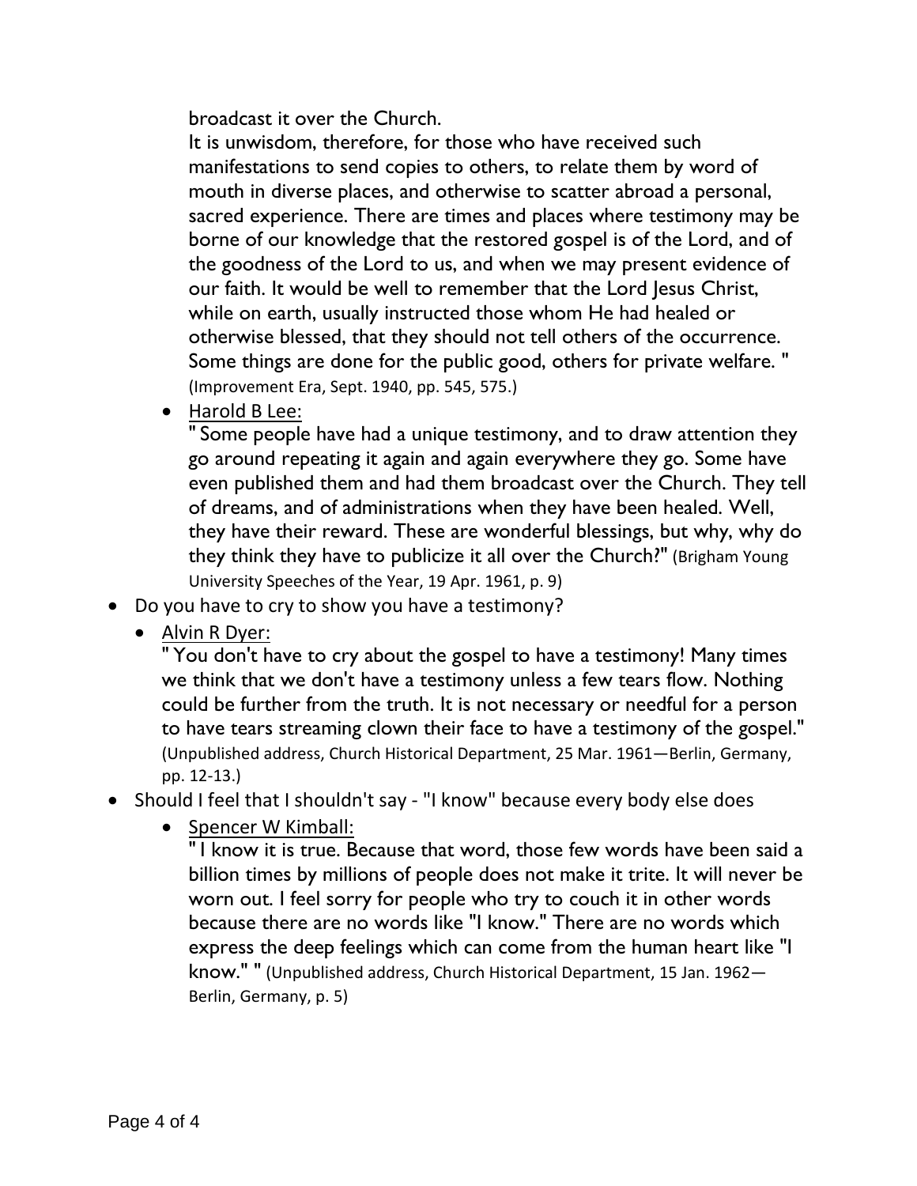broadcast it over the Church.

It is unwisdom, therefore, for those who have received such manifestations to send copies to others, to relate them by word of mouth in diverse places, and otherwise to scatter abroad a personal, sacred experience. There are times and places where testimony may be borne of our knowledge that the restored gospel is of the Lord, and of the goodness of the Lord to us, and when we may present evidence of our faith. It would be well to remember that the Lord Jesus Christ, while on earth, usually instructed those whom He had healed or otherwise blessed, that they should not tell others of the occurrence. Some things are done for the public good, others for private welfare. " (Improvement Era, Sept. 1940, pp. 545, 575.)

  - Harold B Lee:

    " Some people have had a unique testimony, and to draw attention they go around repeating it again and again everywhere they go. Some have even published them and had them broadcast over the Church. They tell of dreams, and of administrations when they have been healed. Well, they have their reward. These are wonderful blessings, but why, why do they think they have to publicize it all over the Church?" (Brigham Young University Speeches of the Year, 19 Apr. 1961, p. 9)

- Do you have to cry to show you have a testimony?
  - Alvin R Dyer:

    " You don't have to cry about the gospel to have a testimony! Many times we think that we don't have a testimony unless a few tears flow. Nothing could be further from the truth. It is not necessary or needful for a person to have tears streaming clown their face to have a testimony of the gospel." (Unpublished address, Church Historical Department, 25 Mar. 1961—Berlin, Germany, pp. 12-13.)

- Should I feel that I shouldn't say - "I know" because every body else does
  - Spencer W Kimball:

    " I know it is true. Because that word, those few words have been said a billion times by millions of people does not make it trite. It will never be worn out. I feel sorry for people who try to couch it in other words because there are no words like "I know." There are no words which express the deep feelings which can come from the human heart like "I know." " (Unpublished address, Church Historical Department, 15 Jan. 1962—Berlin, Germany, p. 5)